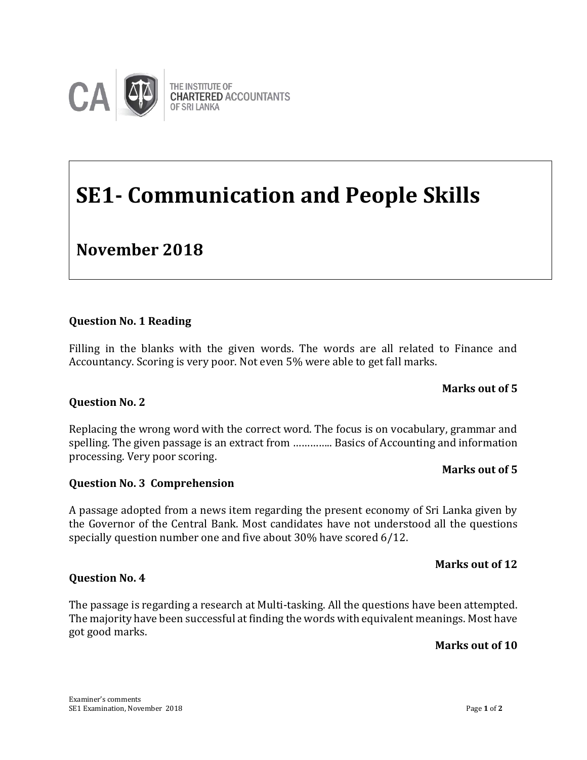THE INSTITUTE OF
CHARTERED ACCOUNTANTS
OF SRI LANKA

# SE1- Communication and People Skills

## November 2018

**Question No. 1 Reading**

Filling in the blanks with the given words. The words are all related to Finance and Accountancy. Scoring is very poor. Not even 5% were able to get fall marks.

**Marks out of 5**

**Question No. 2**

Replacing the wrong word with the correct word. The focus is on vocabulary, grammar and spelling. The given passage is an extract from ………….. Basics of Accounting and information processing. Very poor scoring.

**Marks out of 5**

**Question No. 3 Comprehension**

A passage adopted from a news item regarding the present economy of Sri Lanka given by the Governor of the Central Bank. Most candidates have not understood all the questions specially question number one and five about 30% have scored 6/12.

**Marks out of 12**

**Question No. 4**

The passage is regarding a research at Multi-tasking. All the questions have been attempted. The majority have been successful at finding the words with equivalent meanings. Most have got good marks.

**Marks out of 10**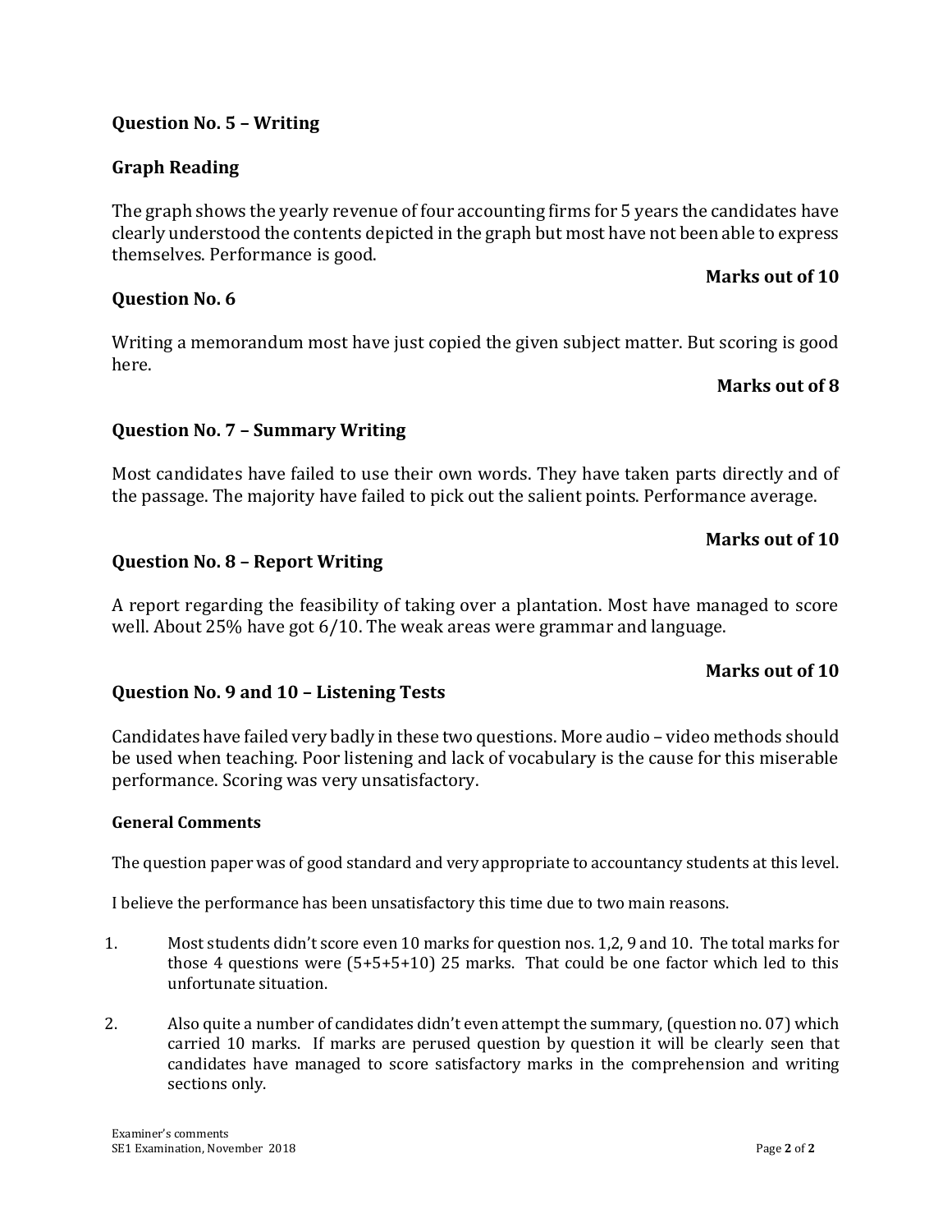**Question No. 5 – Writing**

**Graph Reading**

The graph shows the yearly revenue of four accounting firms for 5 years the candidates have clearly understood the contents depicted in the graph but most have not been able to express themselves. Performance is good.

**Marks out of 10**

**Question No. 6**

Writing a memorandum most have just copied the given subject matter. But scoring is good here.

**Marks out of 8**

**Question No. 7 – Summary Writing**

Most candidates have failed to use their own words. They have taken parts directly and of the passage. The majority have failed to pick out the salient points. Performance average.

**Marks out of 10**

**Question No. 8 – Report Writing**

A report regarding the feasibility of taking over a plantation. Most have managed to score well. About 25% have got 6/10. The weak areas were grammar and language.

**Marks out of 10**

**Question No. 9 and 10 – Listening Tests**

Candidates have failed very badly in these two questions. More audio – video methods should be used when teaching. Poor listening and lack of vocabulary is the cause for this miserable performance. Scoring was very unsatisfactory.

**General Comments**

The question paper was of good standard and very appropriate to accountancy students at this level.

I believe the performance has been unsatisfactory this time due to two main reasons.

1. Most students didn't score even 10 marks for question nos. 1,2, 9 and 10. The total marks for those 4 questions were (5+5+5+10) 25 marks. That could be one factor which led to this unfortunate situation.

2. Also quite a number of candidates didn't even attempt the summary, (question no. 07) which carried 10 marks. If marks are perused question by question it will be clearly seen that candidates have managed to score satisfactory marks in the comprehension and writing sections only.